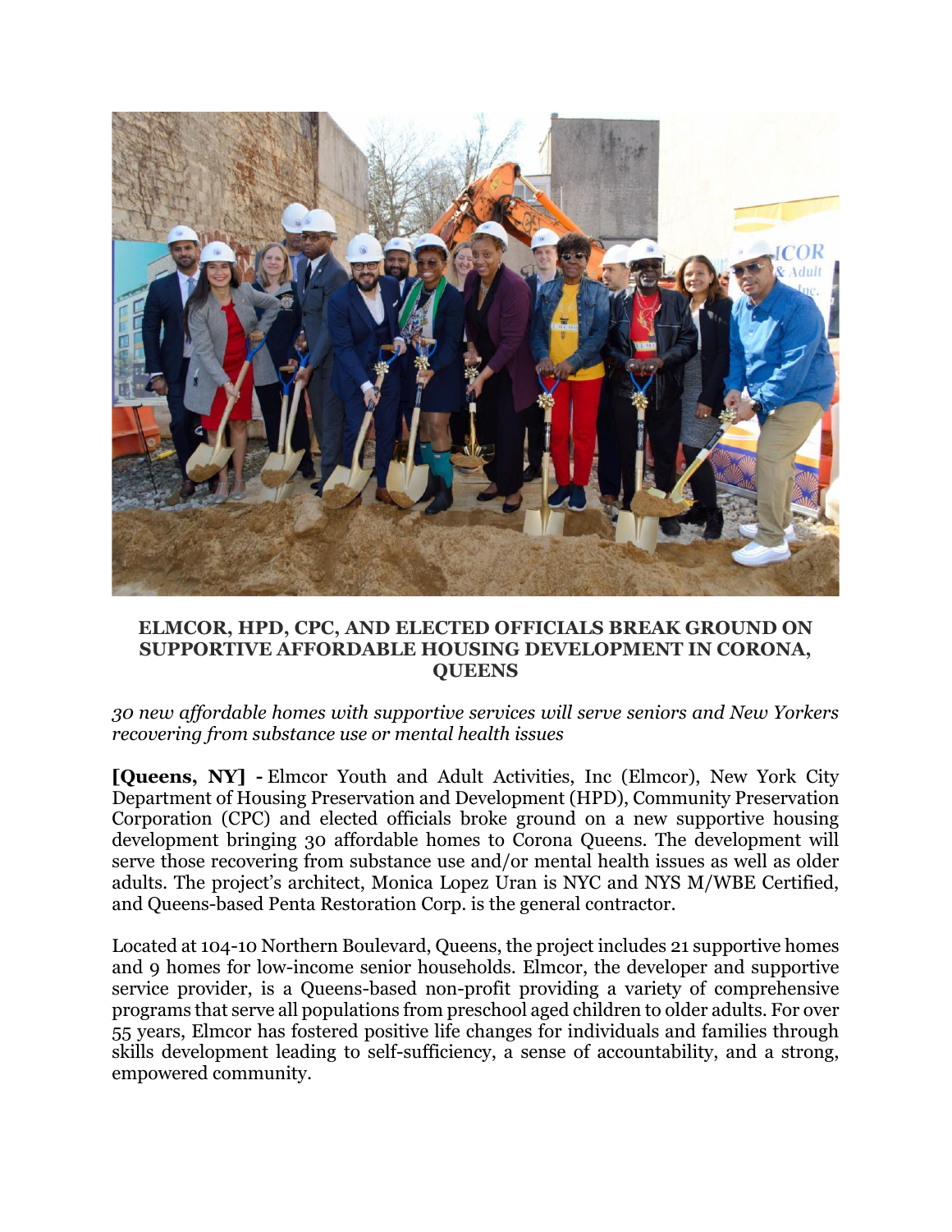# ELMCOR, HPD, CPC, AND ELECTED OFFICIALS BREAK GROUND ON SUPPORTIVE AFFORDABLE HOUSING DEVELOPMENT IN CORONA, QUEENS

*30 new affordable homes with supportive services will serve seniors and New Yorkers recovering from substance use or mental health issues*

**[Queens, NY] -** Elmcor Youth and Adult Activities, Inc (Elmcor), New York City Department of Housing Preservation and Development (HPD), Community Preservation Corporation (CPC) and elected officials broke ground on a new supportive housing development bringing 30 affordable homes to Corona Queens. The development will serve those recovering from substance use and/or mental health issues as well as older adults. The project's architect, Monica Lopez Uran is NYC and NYS M/WBE Certified, and Queens-based Penta Restoration Corp. is the general contractor.

Located at 104-10 Northern Boulevard, Queens, the project includes 21 supportive homes and 9 homes for low-income senior households. Elmcor, the developer and supportive service provider, is a Queens-based non-profit providing a variety of comprehensive programs that serve all populations from preschool aged children to older adults. For over 55 years, Elmcor has fostered positive life changes for individuals and families through skills development leading to self-sufficiency, a sense of accountability, and a strong, empowered community.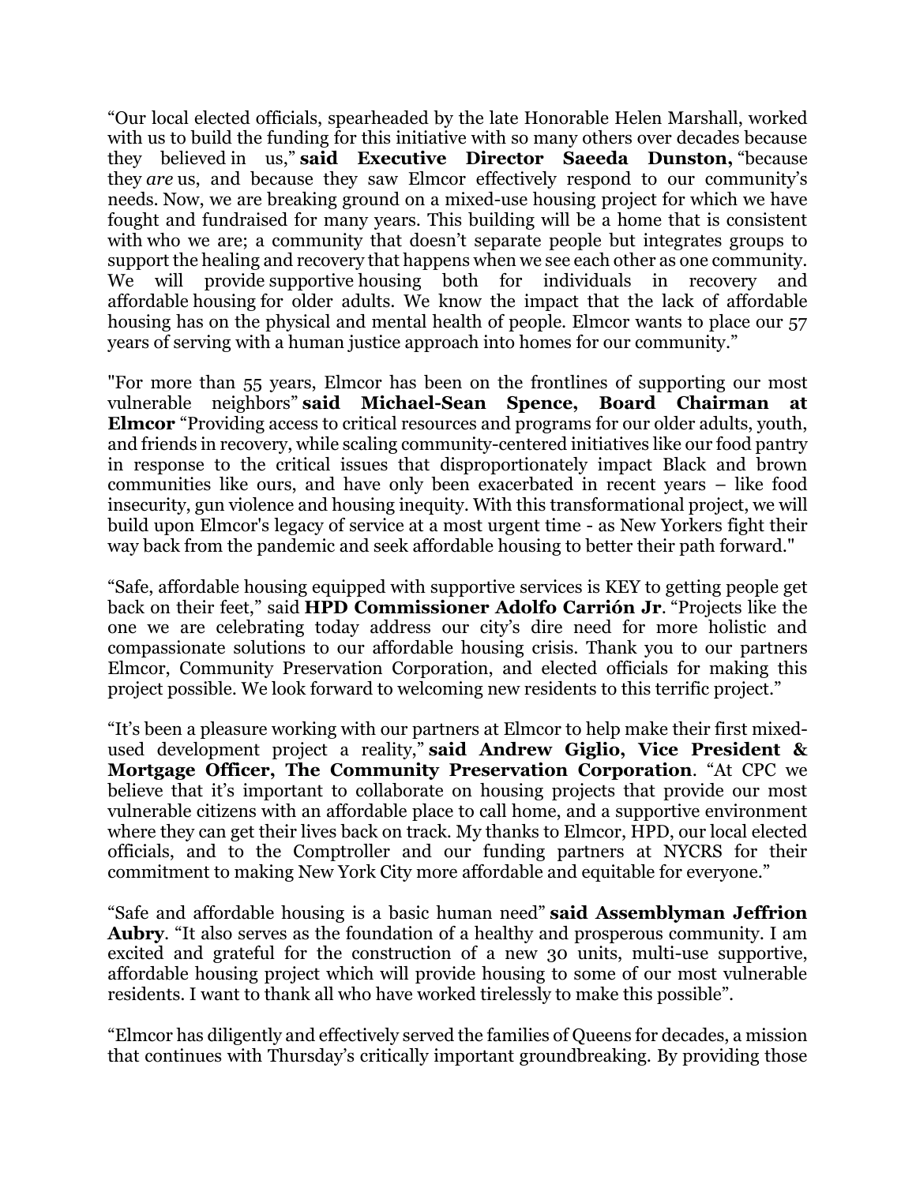"Our local elected officials, spearheaded by the late Honorable Helen Marshall, worked with us to build the funding for this initiative with so many others over decades because they believed in us," **said Executive Director Saeeda Dunston,** "because they *are* us, and because they saw Elmcor effectively respond to our community's needs. Now, we are breaking ground on a mixed-use housing project for which we have fought and fundraised for many years. This building will be a home that is consistent with who we are; a community that doesn't separate people but integrates groups to support the healing and recovery that happens when we see each other as one community. We will provide supportive housing both for individuals in recovery and affordable housing for older adults. We know the impact that the lack of affordable housing has on the physical and mental health of people. Elmcor wants to place our 57 years of serving with a human justice approach into homes for our community."

"For more than 55 years, Elmcor has been on the frontlines of supporting our most vulnerable neighbors" **said Michael-Sean Spence, Board Chairman at Elmcor** "Providing access to critical resources and programs for our older adults, youth, and friends in recovery, while scaling community-centered initiatives like our food pantry in response to the critical issues that disproportionately impact Black and brown communities like ours, and have only been exacerbated in recent years – like food insecurity, gun violence and housing inequity. With this transformational project, we will build upon Elmcor's legacy of service at a most urgent time - as New Yorkers fight their way back from the pandemic and seek affordable housing to better their path forward."

"Safe, affordable housing equipped with supportive services is KEY to getting people get back on their feet," said **HPD Commissioner Adolfo Carrión Jr**. "Projects like the one we are celebrating today address our city's dire need for more holistic and compassionate solutions to our affordable housing crisis. Thank you to our partners Elmcor, Community Preservation Corporation, and elected officials for making this project possible. We look forward to welcoming new residents to this terrific project."

"It's been a pleasure working with our partners at Elmcor to help make their first mixed-used development project a reality," **said Andrew Giglio, Vice President & Mortgage Officer, The Community Preservation Corporation**. "At CPC we believe that it's important to collaborate on housing projects that provide our most vulnerable citizens with an affordable place to call home, and a supportive environment where they can get their lives back on track. My thanks to Elmcor, HPD, our local elected officials, and to the Comptroller and our funding partners at NYCRS for their commitment to making New York City more affordable and equitable for everyone."

"Safe and affordable housing is a basic human need" **said Assemblyman Jeffrion Aubry**. "It also serves as the foundation of a healthy and prosperous community. I am excited and grateful for the construction of a new 30 units, multi-use supportive, affordable housing project which will provide housing to some of our most vulnerable residents. I want to thank all who have worked tirelessly to make this possible".

"Elmcor has diligently and effectively served the families of Queens for decades, a mission that continues with Thursday's critically important groundbreaking. By providing those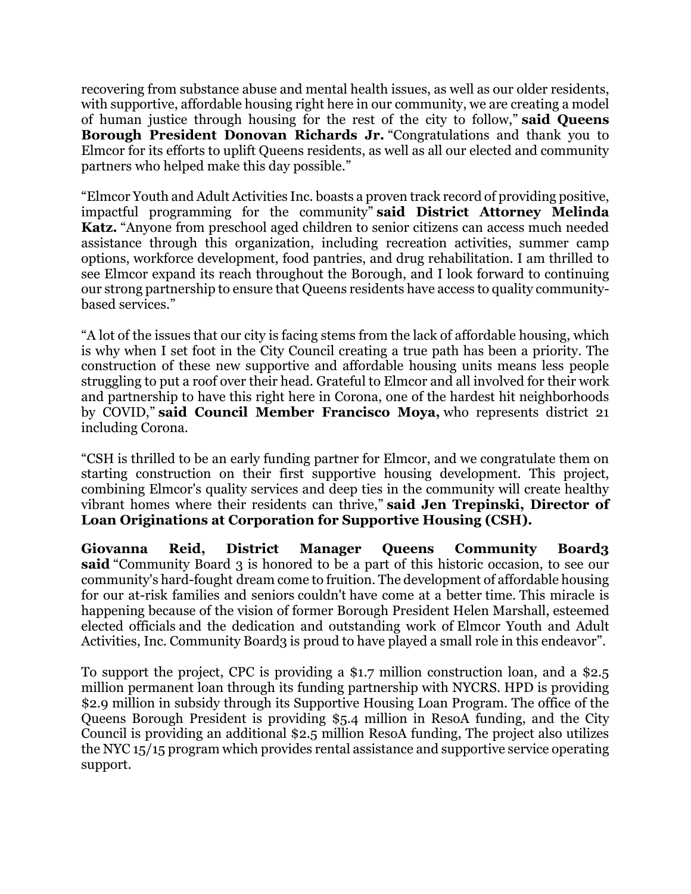recovering from substance abuse and mental health issues, as well as our older residents, with supportive, affordable housing right here in our community, we are creating a model of human justice through housing for the rest of the city to follow," **said Queens Borough President Donovan Richards Jr.** "Congratulations and thank you to Elmcor for its efforts to uplift Queens residents, as well as all our elected and community partners who helped make this day possible."

"Elmcor Youth and Adult Activities Inc. boasts a proven track record of providing positive, impactful programming for the community" **said District Attorney Melinda Katz.** "Anyone from preschool aged children to senior citizens can access much needed assistance through this organization, including recreation activities, summer camp options, workforce development, food pantries, and drug rehabilitation. I am thrilled to see Elmcor expand its reach throughout the Borough, and I look forward to continuing our strong partnership to ensure that Queens residents have access to quality community-based services."

"A lot of the issues that our city is facing stems from the lack of affordable housing, which is why when I set foot in the City Council creating a true path has been a priority. The construction of these new supportive and affordable housing units means less people struggling to put a roof over their head. Grateful to Elmcor and all involved for their work and partnership to have this right here in Corona, one of the hardest hit neighborhoods by COVID," **said Council Member Francisco Moya,** who represents district 21 including Corona.

"CSH is thrilled to be an early funding partner for Elmcor, and we congratulate them on starting construction on their first supportive housing development. This project, combining Elmcor's quality services and deep ties in the community will create healthy vibrant homes where their residents can thrive," **said Jen Trepinski, Director of Loan Originations at Corporation for Supportive Housing (CSH).**

**Giovanna Reid, District Manager Queens Community Board3 said** "Community Board 3 is honored to be a part of this historic occasion, to see our community's hard-fought dream come to fruition. The development of affordable housing for our at-risk families and seniors couldn't have come at a better time. This miracle is happening because of the vision of former Borough President Helen Marshall, esteemed elected officials and the dedication and outstanding work of Elmcor Youth and Adult Activities, Inc. Community Board3 is proud to have played a small role in this endeavor".

To support the project, CPC is providing a $1.7 million construction loan, and a $2.5 million permanent loan through its funding partnership with NYCRS. HPD is providing $2.9 million in subsidy through its Supportive Housing Loan Program. The office of the Queens Borough President is providing $5.4 million in ResoA funding, and the City Council is providing an additional $2.5 million ResoA funding, The project also utilizes the NYC 15/15 program which provides rental assistance and supportive service operating support.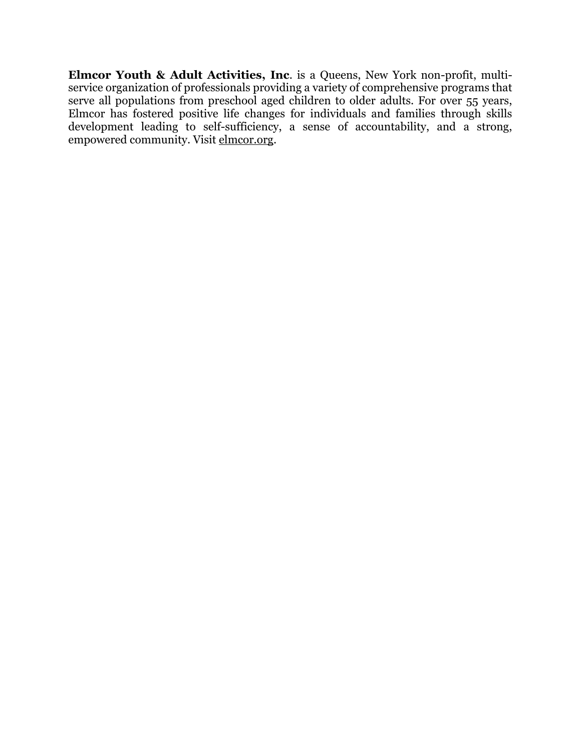**Elmcor Youth & Adult Activities, Inc**. is a Queens, New York non-profit, multi-service organization of professionals providing a variety of comprehensive programs that serve all populations from preschool aged children to older adults. For over 55 years, Elmcor has fostered positive life changes for individuals and families through skills development leading to self-sufficiency, a sense of accountability, and a strong, empowered community. Visit elmcor.org.